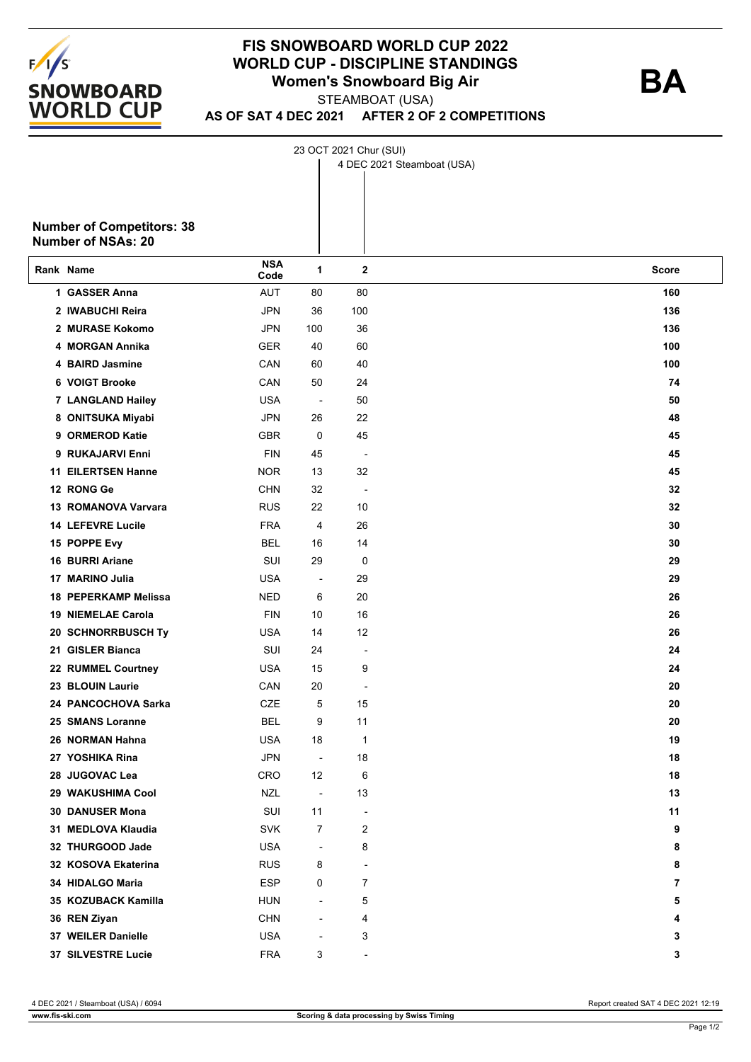# FIS SNOWBOARD WORLD CUP 2022
## WORLD CUP - DISCIPLINE STANDINGS
### Women's Snowboard Big Air

**BA**

STEAMBOAT (USA)

**AS OF SAT 4 DEC 2021 AFTER 2 OF 2 COMPETITIONS**

1: 23 OCT 2021 Chur (SUI)
2: 4 DEC 2021 Steamboat (USA)

**Number of Competitors: 38**
**Number of NSAs: 20**

| Rank | Name | NSA Code | 1 | 2 | Score |
|---|---|---|---|---|---|
| 1 | GASSER Anna | AUT | 80 | 80 | 160 |
| 2 | IWABUCHI Reira | JPN | 36 | 100 | 136 |
| 2 | MURASE Kokomo | JPN | 100 | 36 | 136 |
| 4 | MORGAN Annika | GER | 40 | 60 | 100 |
| 4 | BAIRD Jasmine | CAN | 60 | 40 | 100 |
| 6 | VOIGT Brooke | CAN | 50 | 24 | 74 |
| 7 | LANGLAND Hailey | USA | - | 50 | 50 |
| 8 | ONITSUKA Miyabi | JPN | 26 | 22 | 48 |
| 9 | ORMEROD Katie | GBR | 0 | 45 | 45 |
| 9 | RUKAJARVI Enni | FIN | 45 | - | 45 |
| 11 | EILERTSEN Hanne | NOR | 13 | 32 | 45 |
| 12 | RONG Ge | CHN | 32 | - | 32 |
| 13 | ROMANOVA Varvara | RUS | 22 | 10 | 32 |
| 14 | LEFEVRE Lucile | FRA | 4 | 26 | 30 |
| 15 | POPPE Evy | BEL | 16 | 14 | 30 |
| 16 | BURRI Ariane | SUI | 29 | 0 | 29 |
| 17 | MARINO Julia | USA | - | 29 | 29 |
| 18 | PEPERKAMP Melissa | NED | 6 | 20 | 26 |
| 19 | NIEMELAE Carola | FIN | 10 | 16 | 26 |
| 20 | SCHNORRBUSCH Ty | USA | 14 | 12 | 26 |
| 21 | GISLER Bianca | SUI | 24 | - | 24 |
| 22 | RUMMEL Courtney | USA | 15 | 9 | 24 |
| 23 | BLOUIN Laurie | CAN | 20 | - | 20 |
| 24 | PANCOCHOVA Sarka | CZE | 5 | 15 | 20 |
| 25 | SMANS Loranne | BEL | 9 | 11 | 20 |
| 26 | NORMAN Hahna | USA | 18 | 1 | 19 |
| 27 | YOSHIKA Rina | JPN | - | 18 | 18 |
| 28 | JUGOVAC Lea | CRO | 12 | 6 | 18 |
| 29 | WAKUSHIMA Cool | NZL | - | 13 | 13 |
| 30 | DANUSER Mona | SUI | 11 | - | 11 |
| 31 | MEDLOVA Klaudia | SVK | 7 | 2 | 9 |
| 32 | THURGOOD Jade | USA | - | 8 | 8 |
| 32 | KOSOVA Ekaterina | RUS | 8 | - | 8 |
| 34 | HIDALGO Maria | ESP | 0 | 7 | 7 |
| 35 | KOZUBACK Kamilla | HUN | - | 5 | 5 |
| 36 | REN Ziyan | CHN | - | 4 | 4 |
| 37 | WEILER Danielle | USA | - | 3 | 3 |
| 37 | SILVESTRE Lucie | FRA | 3 | - | 3 |

4 DEC 2021 / Steamboat (USA) / 6094 — Report created SAT 4 DEC 2021 12:19

www.fis-ski.com — Scoring & data processing by Swiss Timing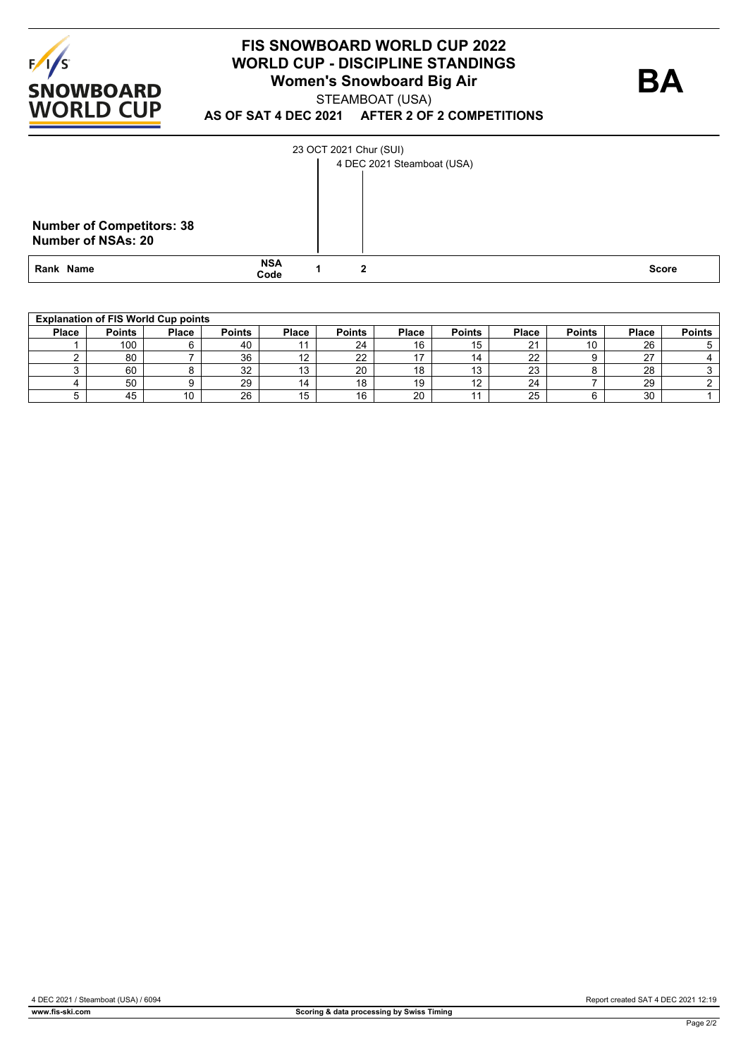# FIS SNOWBOARD WORLD CUP 2022
## WORLD CUP - DISCIPLINE STANDINGS
### Women's Snowboard Big Air

**BA**

STEAMBOAT (USA)

**AS OF SAT 4 DEC 2021 AFTER 2 OF 2 COMPETITIONS**

23 OCT 2021 Chur (SUI)

4 DEC 2021 Steamboat (USA)

**Number of Competitors: 38**
**Number of NSAs: 20**

| Rank | Name | NSA Code | 1 | 2 | Score |
|---|---|---|---|---|---|

**Explanation of FIS World Cup points**

| Place | Points | Place | Points | Place | Points | Place | Points | Place | Points | Place | Points |
|---|---|---|---|---|---|---|---|---|---|---|---|
| 1 | 100 | 6 | 40 | 11 | 24 | 16 | 15 | 21 | 10 | 26 | 5 |
| 2 | 80 | 7 | 36 | 12 | 22 | 17 | 14 | 22 | 9 | 27 | 4 |
| 3 | 60 | 8 | 32 | 13 | 20 | 18 | 13 | 23 | 8 | 28 | 3 |
| 4 | 50 | 9 | 29 | 14 | 18 | 19 | 12 | 24 | 7 | 29 | 2 |
| 5 | 45 | 10 | 26 | 15 | 16 | 20 | 11 | 25 | 6 | 30 | 1 |

4 DEC 2021 / Steamboat (USA) / 6094

Report created SAT 4 DEC 2021 12:19

www.fis-ski.com

Scoring & data processing by Swiss Timing